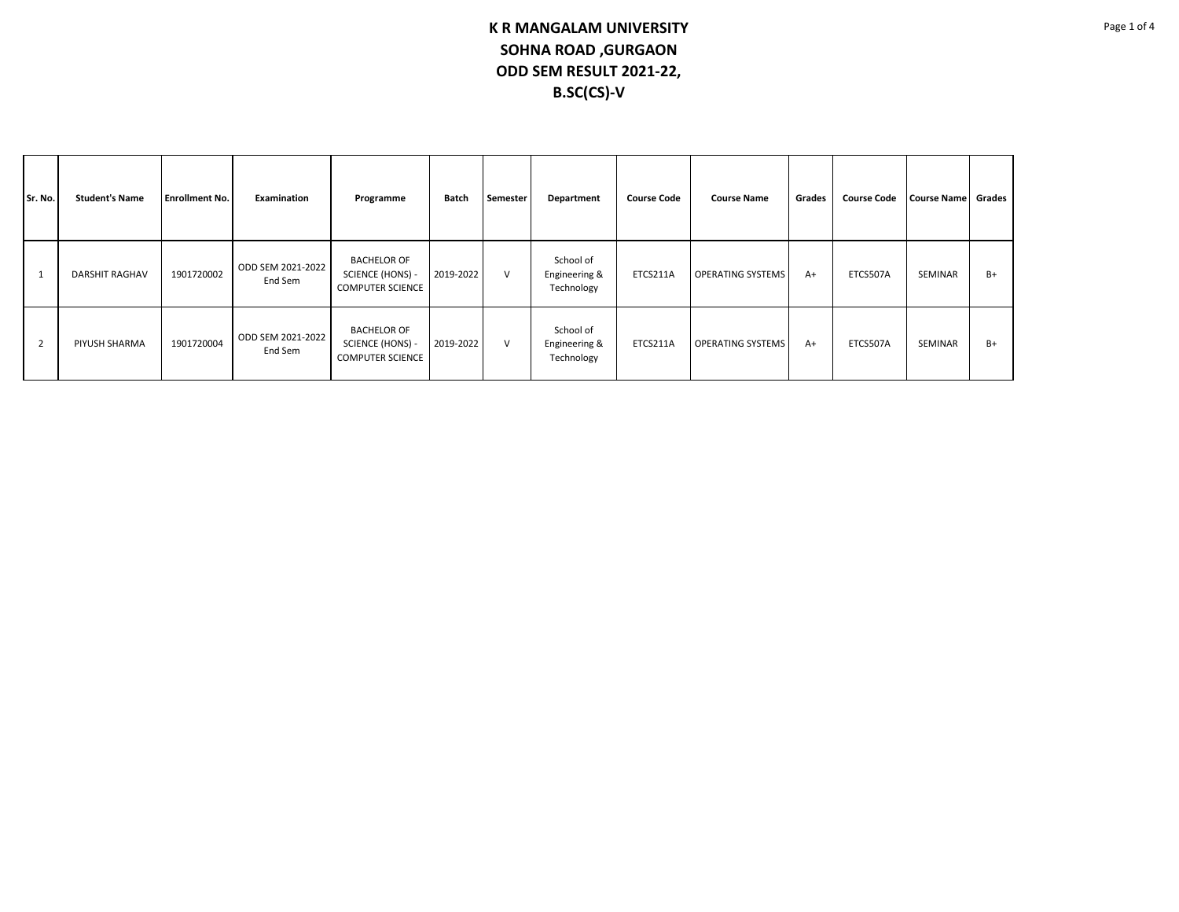# K R MANGALAM UNIVERSITY
# SOHNA ROAD ,GURGAON
# ODD SEM RESULT 2021-22,
# B.SC(CS)-V

| Sr. No. | Student's Name | Enrollment No. | Examination | Programme | Batch | Semester | Department | Course Code | Course Name | Grades | Course Code | Course Name | Grades |
|---|---|---|---|---|---|---|---|---|---|---|---|---|---|
| 1 | DARSHIT RAGHAV | 1901720002 | ODD SEM 2021-2022 End Sem | BACHELOR OF SCIENCE (HONS) - COMPUTER SCIENCE | 2019-2022 | V | School of Engineering & Technology | ETCS211A | OPERATING SYSTEMS | A+ | ETCS507A | SEMINAR | B+ |
| 2 | PIYUSH SHARMA | 1901720004 | ODD SEM 2021-2022 End Sem | BACHELOR OF SCIENCE (HONS) - COMPUTER SCIENCE | 2019-2022 | V | School of Engineering & Technology | ETCS211A | OPERATING SYSTEMS | A+ | ETCS507A | SEMINAR | B+ |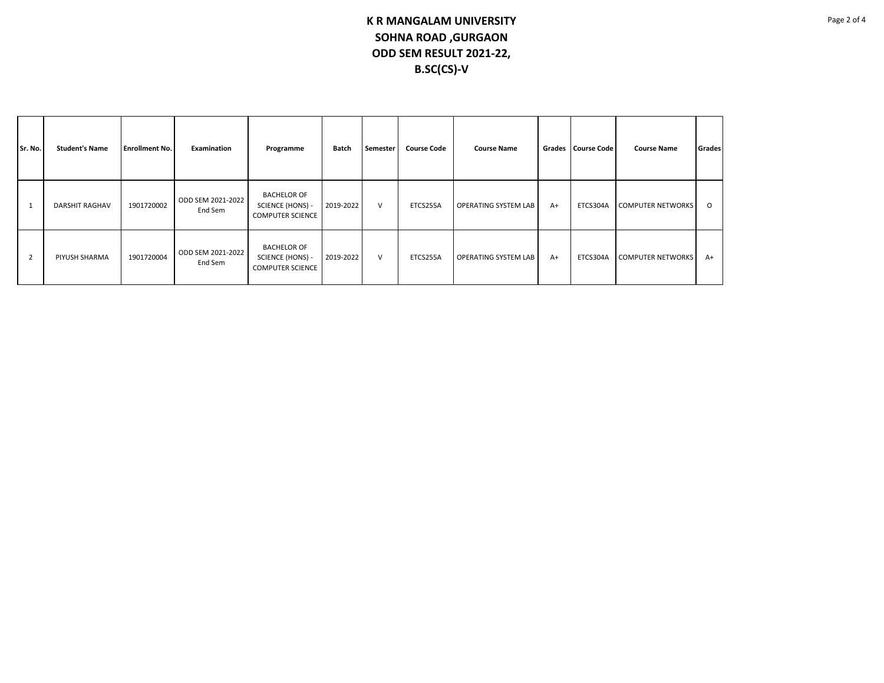# K R MANGALAM UNIVERSITY
# SOHNA ROAD ,GURGAON
# ODD SEM RESULT 2021-22,
# B.SC(CS)-V

| Sr. No. | Student's Name | Enrollment No. | Examination | Programme | Batch | Semester | Course Code | Course Name | Grades | Course Code | Course Name | Grades |
|---|---|---|---|---|---|---|---|---|---|---|---|---|
| 1 | DARSHIT RAGHAV | 1901720002 | ODD SEM 2021-2022 End Sem | BACHELOR OF SCIENCE (HONS) - COMPUTER SCIENCE | 2019-2022 | V | ETCS255A | OPERATING SYSTEM LAB | A+ | ETCS304A | COMPUTER NETWORKS | O |
| 2 | PIYUSH SHARMA | 1901720004 | ODD SEM 2021-2022 End Sem | BACHELOR OF SCIENCE (HONS) - COMPUTER SCIENCE | 2019-2022 | V | ETCS255A | OPERATING SYSTEM LAB | A+ | ETCS304A | COMPUTER NETWORKS | A+ |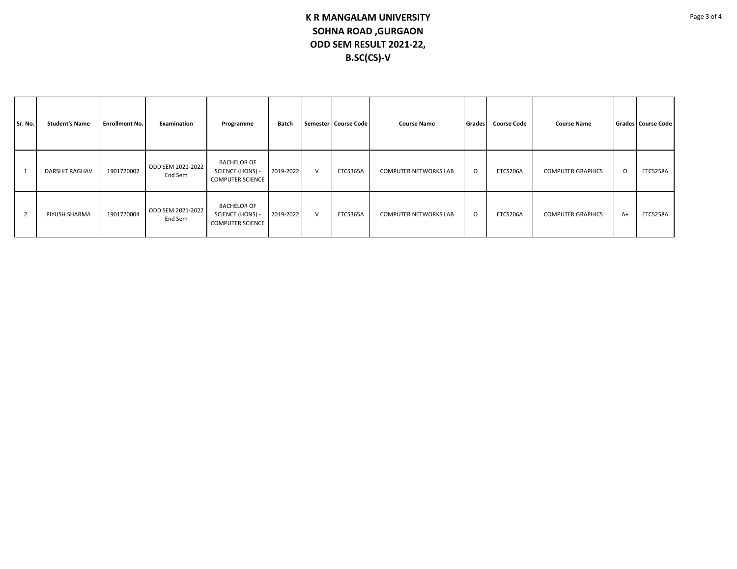# K R MANGALAM UNIVERSITY
## SOHNA ROAD ,GURGAON
## ODD SEM RESULT 2021-22,
## B.SC(CS)-V

| Sr. No. | Student's Name | Enrollment No. | Examination | Programme | Batch | Semester | Course Code | Course Name | Grades | Course Code | Course Name | Grades | Course Code |
|---|---|---|---|---|---|---|---|---|---|---|---|---|---|
| 1 | DARSHIT RAGHAV | 1901720002 | ODD SEM 2021-2022 End Sem | BACHELOR OF SCIENCE (HONS) - COMPUTER SCIENCE | 2019-2022 | V | ETCS365A | COMPUTER NETWORKS LAB | O | ETCS206A | COMPUTER GRAPHICS | O | ETCS258A |
| 2 | PIYUSH SHARMA | 1901720004 | ODD SEM 2021-2022 End Sem | BACHELOR OF SCIENCE (HONS) - COMPUTER SCIENCE | 2019-2022 | V | ETCS365A | COMPUTER NETWORKS LAB | O | ETCS206A | COMPUTER GRAPHICS | A+ | ETCS258A |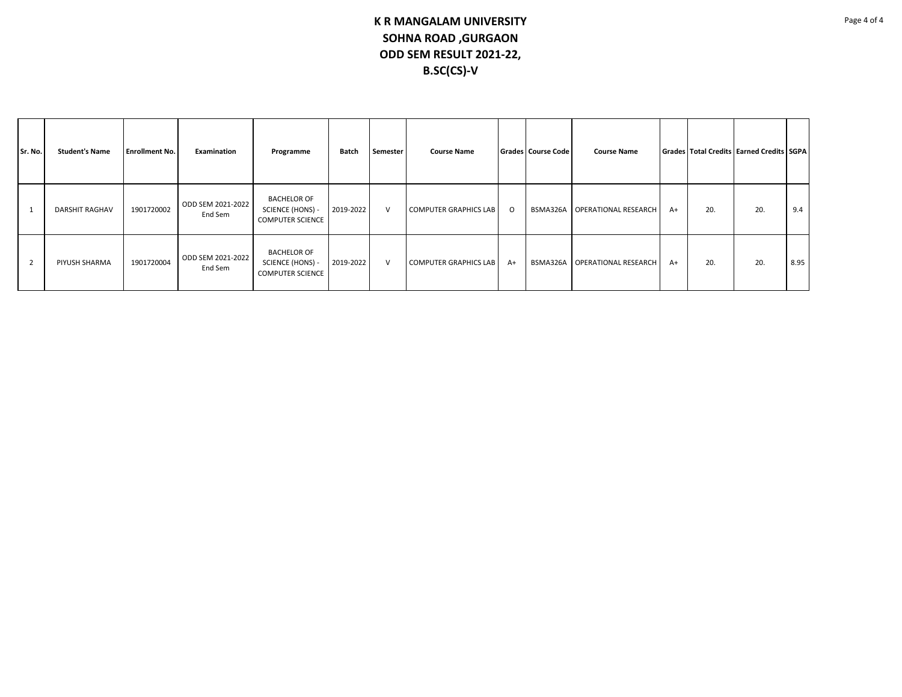# K R MANGALAM UNIVERSITY
## SOHNA ROAD ,GURGAON
## ODD SEM RESULT 2021-22,
## B.SC(CS)-V

| Sr. No. | Student's Name | Enrollment No. | Examination | Programme | Batch | Semester | Course Name | Grades | Course Code | Course Name | Grades | Total Credits | Earned Credits | SGPA |
|---|---|---|---|---|---|---|---|---|---|---|---|---|---|---|
| 1 | DARSHIT RAGHAV | 1901720002 | ODD SEM 2021-2022 End Sem | BACHELOR OF SCIENCE (HONS) - COMPUTER SCIENCE | 2019-2022 | V | COMPUTER GRAPHICS LAB | O | BSMA326A | OPERATIONAL RESEARCH | A+ | 20. | 20. | 9.4 |
| 2 | PIYUSH SHARMA | 1901720004 | ODD SEM 2021-2022 End Sem | BACHELOR OF SCIENCE (HONS) - COMPUTER SCIENCE | 2019-2022 | V | COMPUTER GRAPHICS LAB | A+ | BSMA326A | OPERATIONAL RESEARCH | A+ | 20. | 20. | 8.95 |